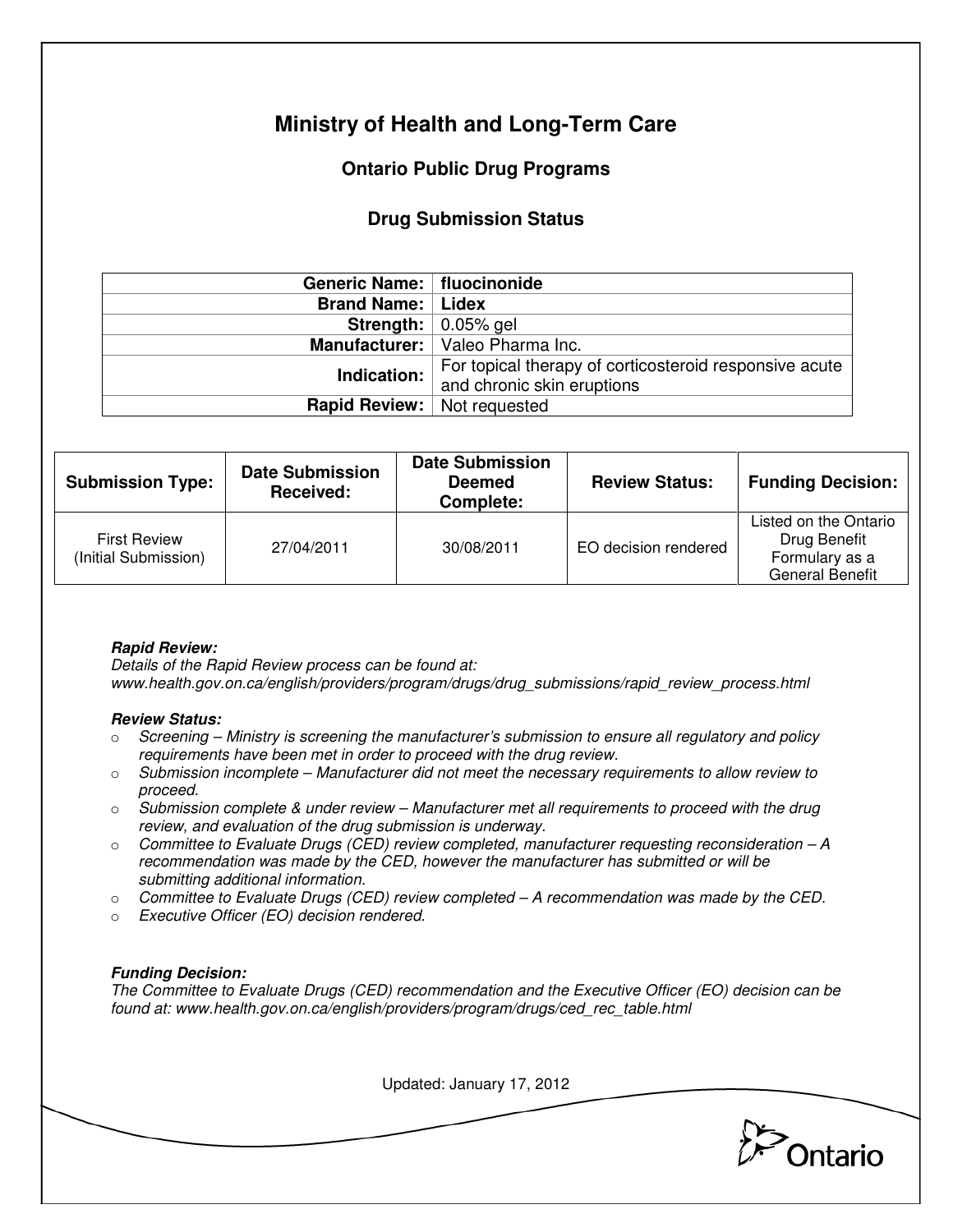# Ministry of Health and Long-Term Care

## Ontario Public Drug Programs

### Drug Submission Status

| | |
|---|---|
| **Generic Name:** | **fluocinonide** |
| **Brand Name:** | **Lidex** |
| **Strength:** | 0.05% gel |
| **Manufacturer:** | Valeo Pharma Inc. |
| **Indication:** | For topical therapy of corticosteroid responsive acute and chronic skin eruptions |
| **Rapid Review:** | Not requested |

| Submission Type: | Date Submission Received: | Date Submission Deemed Complete: | Review Status: | Funding Decision: |
|---|---|---|---|---|
| First Review (Initial Submission) | 27/04/2011 | 30/08/2011 | EO decision rendered | Listed on the Ontario Drug Benefit Formulary as a General Benefit |

***Rapid Review:***
*Details of the Rapid Review process can be found at:*
*www.health.gov.on.ca/english/providers/program/drugs/drug_submissions/rapid_review_process.html*

***Review Status:***

- *Screening – Ministry is screening the manufacturer's submission to ensure all regulatory and policy requirements have been met in order to proceed with the drug review.*
- *Submission incomplete – Manufacturer did not meet the necessary requirements to allow review to proceed.*
- *Submission complete & under review – Manufacturer met all requirements to proceed with the drug review, and evaluation of the drug submission is underway.*
- *Committee to Evaluate Drugs (CED) review completed, manufacturer requesting reconsideration – A recommendation was made by the CED, however the manufacturer has submitted or will be submitting additional information.*
- *Committee to Evaluate Drugs (CED) review completed – A recommendation was made by the CED.*
- *Executive Officer (EO) decision rendered.*

***Funding Decision:***
*The Committee to Evaluate Drugs (CED) recommendation and the Executive Officer (EO) decision can be found at: www.health.gov.on.ca/english/providers/program/drugs/ced_rec_table.html*

Updated: January 17, 2012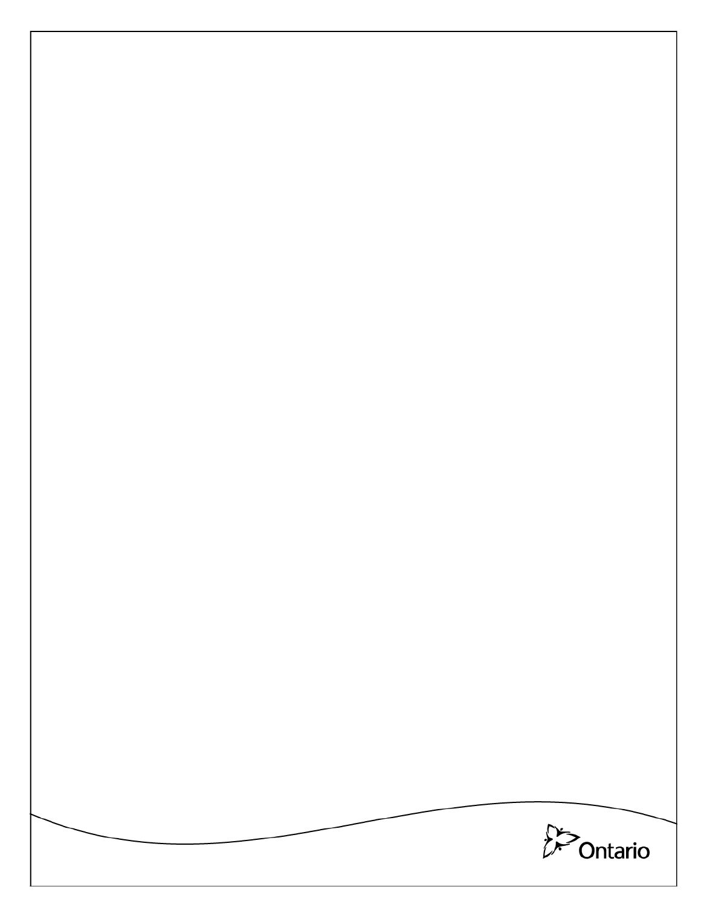Ontario